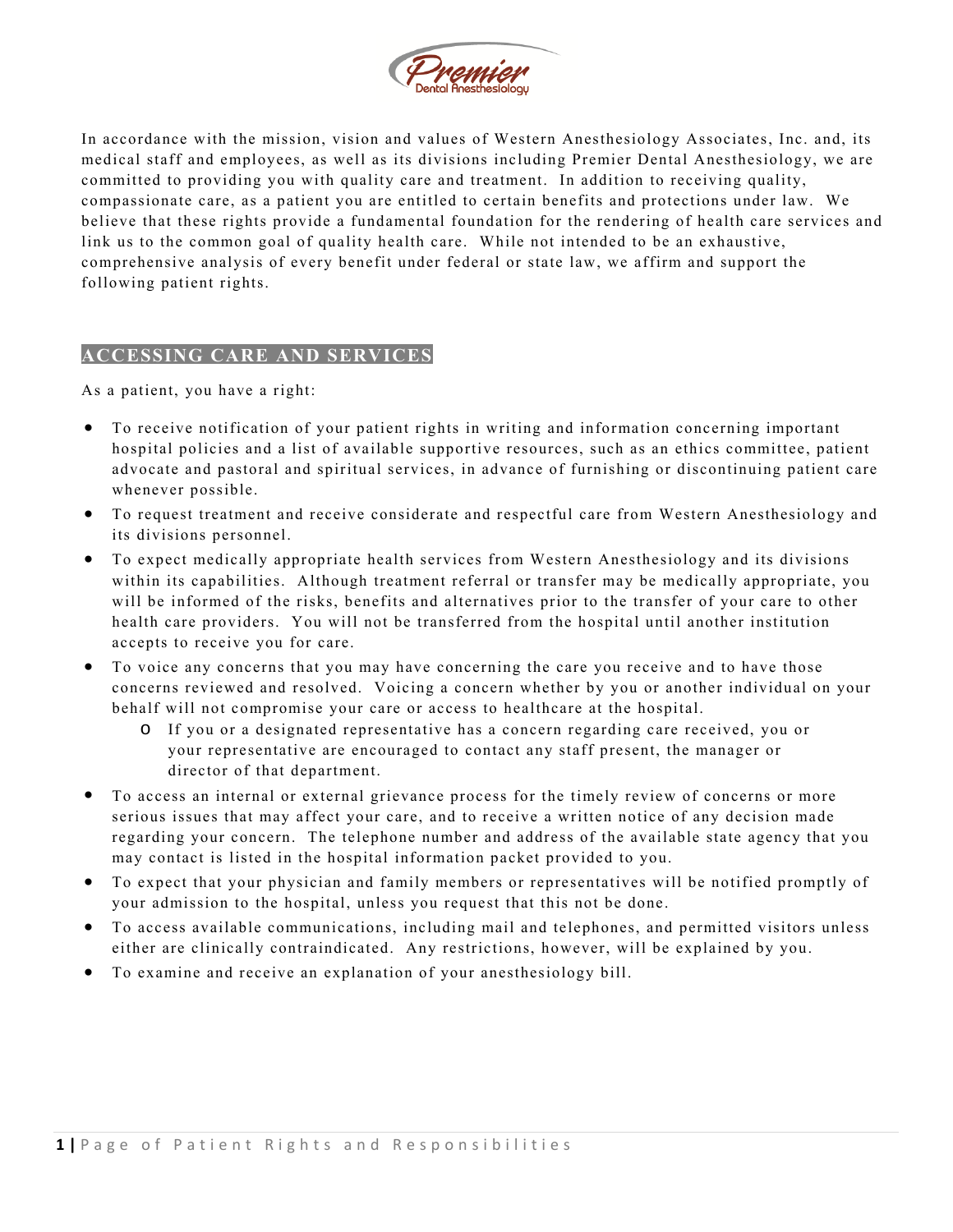In accordance with the mission, vision and values of Western Anesthesiology Associates, Inc. and, its medical staff and employees, as well as its divisions including Premier Dental Anesthesiology, we are committed to providing you with quality care and treatment. In addition to receiving quality, compassionate care, as a patient you are entitled to certain benefits and protections under law. We believe that these rights provide a fundamental foundation for the rendering of health care services and link us to the common goal of quality health care. While not intended to be an exhaustive, comprehensive analysis of every benefit under federal or state law, we affirm and support the following patient rights.

## ACCESSING CARE AND SERVICES

As a patient, you have a right:

- To receive notification of your patient rights in writing and information concerning important hospital policies and a list of available supportive resources, such as an ethics committee, patient advocate and pastoral and spiritual services, in advance of furnishing or discontinuing patient care whenever possible.
- To request treatment and receive considerate and respectful care from Western Anesthesiology and its divisions personnel.
- To expect medically appropriate health services from Western Anesthesiology and its divisions within its capabilities. Although treatment referral or transfer may be medically appropriate, you will be informed of the risks, benefits and alternatives prior to the transfer of your care to other health care providers. You will not be transferred from the hospital until another institution accepts to receive you for care.
- To voice any concerns that you may have concerning the care you receive and to have those concerns reviewed and resolved. Voicing a concern whether by you or another individual on your behalf will not compromise your care or access to healthcare at the hospital.
  - If you or a designated representative has a concern regarding care received, you or your representative are encouraged to contact any staff present, the manager or director of that department.
- To access an internal or external grievance process for the timely review of concerns or more serious issues that may affect your care, and to receive a written notice of any decision made regarding your concern. The telephone number and address of the available state agency that you may contact is listed in the hospital information packet provided to you.
- To expect that your physician and family members or representatives will be notified promptly of your admission to the hospital, unless you request that this not be done.
- To access available communications, including mail and telephones, and permitted visitors unless either are clinically contraindicated. Any restrictions, however, will be explained by you.
- To examine and receive an explanation of your anesthesiology bill.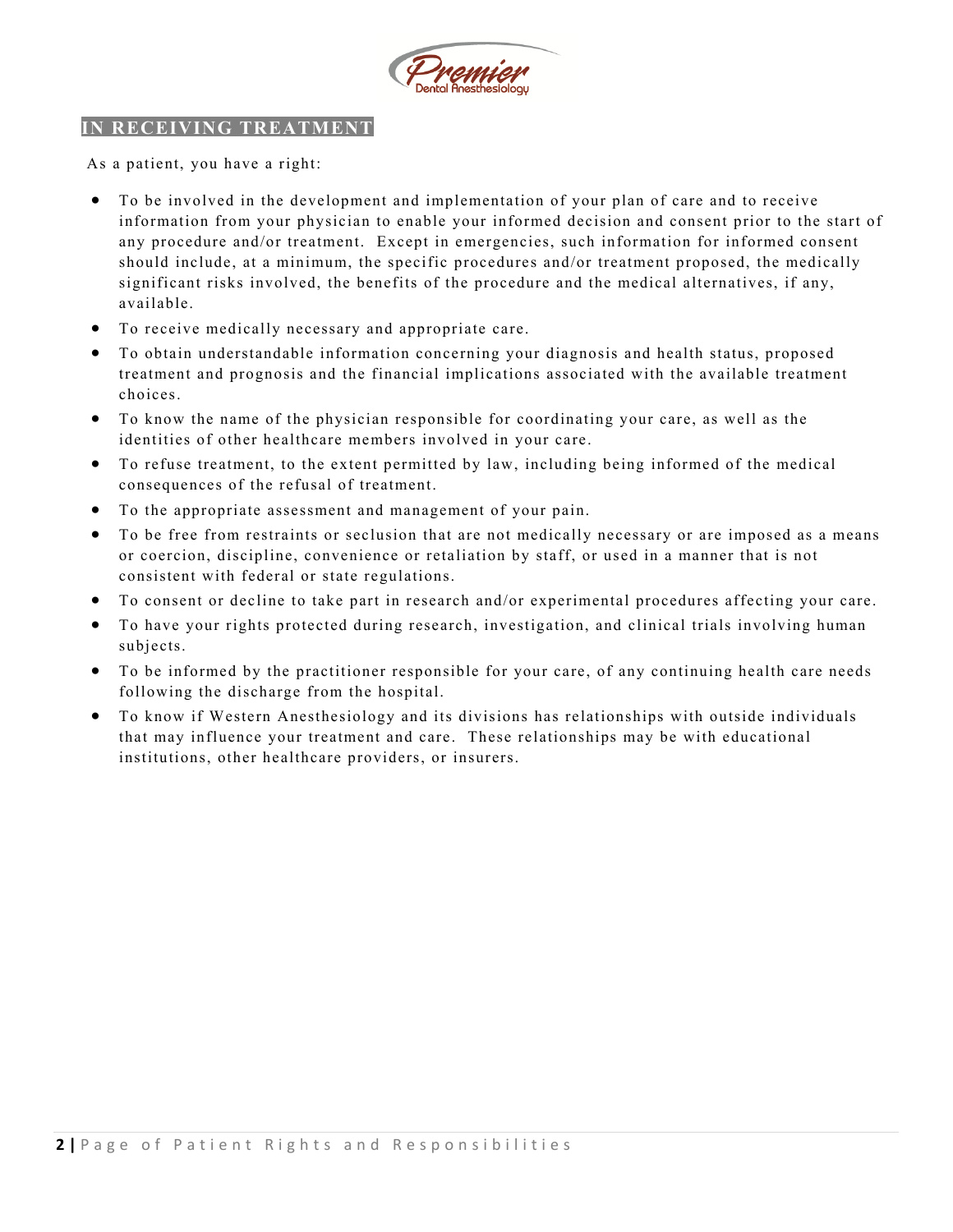## IN RECEIVING TREATMENT

As a patient, you have a right:

- To be involved in the development and implementation of your plan of care and to receive information from your physician to enable your informed decision and consent prior to the start of any procedure and/or treatment. Except in emergencies, such information for informed consent should include, at a minimum, the specific procedures and/or treatment proposed, the medically significant risks involved, the benefits of the procedure and the medical alternatives, if any, available.
- To receive medically necessary and appropriate care.
- To obtain understandable information concerning your diagnosis and health status, proposed treatment and prognosis and the financial implications associated with the available treatment choices.
- To know the name of the physician responsible for coordinating your care, as well as the identities of other healthcare members involved in your care.
- To refuse treatment, to the extent permitted by law, including being informed of the medical consequences of the refusal of treatment.
- To the appropriate assessment and management of your pain.
- To be free from restraints or seclusion that are not medically necessary or are imposed as a means or coercion, discipline, convenience or retaliation by staff, or used in a manner that is not consistent with federal or state regulations.
- To consent or decline to take part in research and/or experimental procedures affecting your care.
- To have your rights protected during research, investigation, and clinical trials involving human subjects.
- To be informed by the practitioner responsible for your care, of any continuing health care needs following the discharge from the hospital.
- To know if Western Anesthesiology and its divisions has relationships with outside individuals that may influence your treatment and care. These relationships may be with educational institutions, other healthcare providers, or insurers.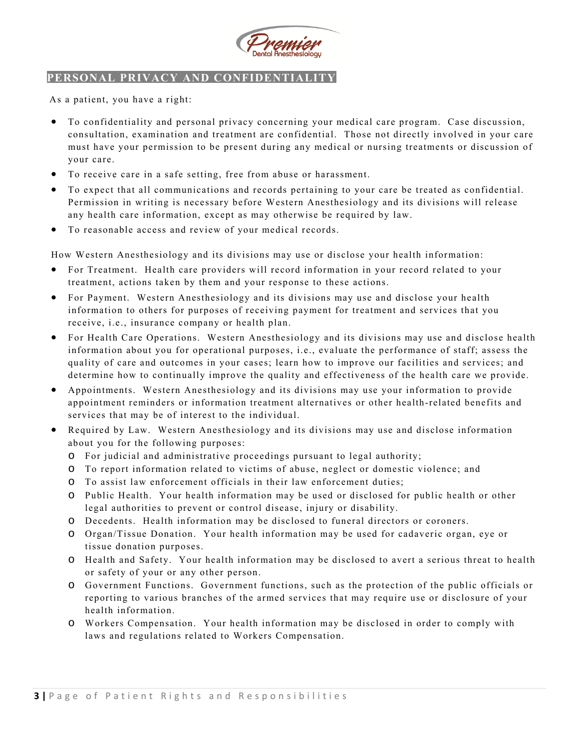## PERSONAL PRIVACY AND CONFIDENTIALITY

As a patient, you have a right:

- To confidentiality and personal privacy concerning your medical care program. Case discussion, consultation, examination and treatment are confidential. Those not directly involved in your care must have your permission to be present during any medical or nursing treatments or discussion of your care.
- To receive care in a safe setting, free from abuse or harassment.
- To expect that all communications and records pertaining to your care be treated as confidential. Permission in writing is necessary before Western Anesthesiology and its divisions will release any health care information, except as may otherwise be required by law.
- To reasonable access and review of your medical records.

How Western Anesthesiology and its divisions may use or disclose your health information:

- For Treatment. Health care providers will record information in your record related to your treatment, actions taken by them and your response to these actions.
- For Payment. Western Anesthesiology and its divisions may use and disclose your health information to others for purposes of receiving payment for treatment and services that you receive, i.e., insurance company or health plan.
- For Health Care Operations. Western Anesthesiology and its divisions may use and disclose health information about you for operational purposes, i.e., evaluate the performance of staff; assess the quality of care and outcomes in your cases; learn how to improve our facilities and services; and determine how to continually improve the quality and effectiveness of the health care we provide.
- Appointments. Western Anesthesiology and its divisions may use your information to provide appointment reminders or information treatment alternatives or other health-related benefits and services that may be of interest to the individual.
- Required by Law. Western Anesthesiology and its divisions may use and disclose information about you for the following purposes:
  - For judicial and administrative proceedings pursuant to legal authority;
  - To report information related to victims of abuse, neglect or domestic violence; and
  - To assist law enforcement officials in their law enforcement duties;
  - Public Health. Your health information may be used or disclosed for public health or other legal authorities to prevent or control disease, injury or disability.
  - Decedents. Health information may be disclosed to funeral directors or coroners.
  - Organ/Tissue Donation. Your health information may be used for cadaveric organ, eye or tissue donation purposes.
  - Health and Safety. Your health information may be disclosed to avert a serious threat to health or safety of your or any other person.
  - Government Functions. Government functions, such as the protection of the public officials or reporting to various branches of the armed services that may require use or disclosure of your health information.
  - Workers Compensation. Your health information may be disclosed in order to comply with laws and regulations related to Workers Compensation.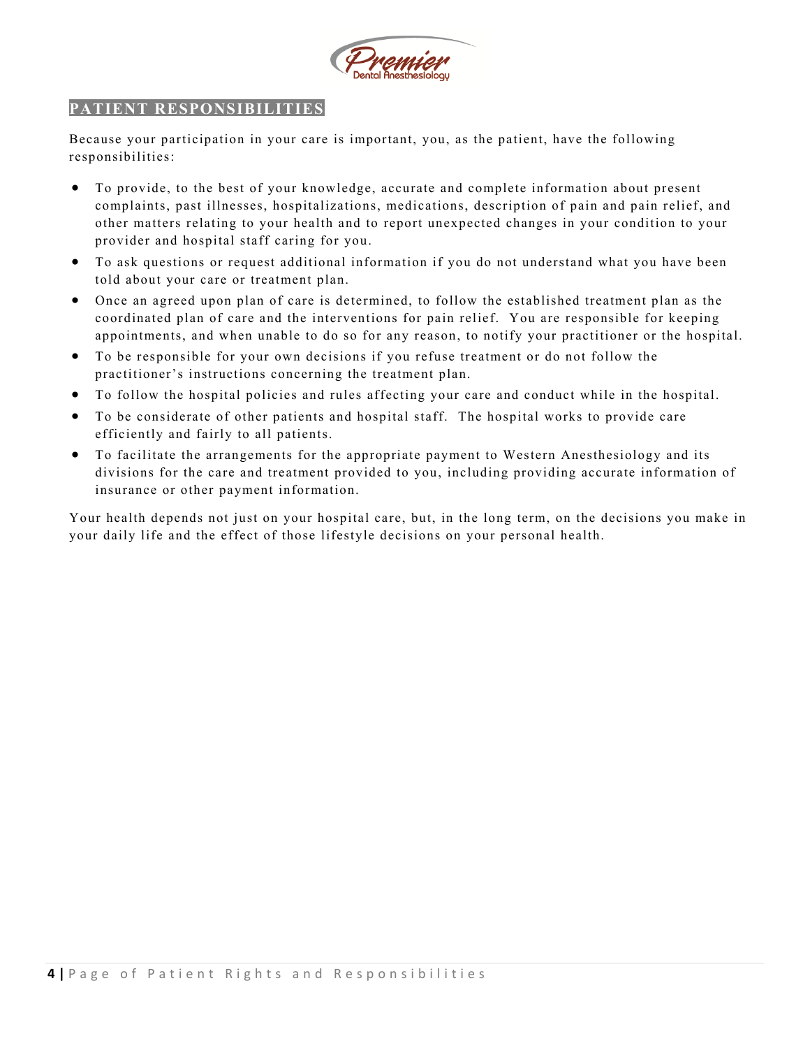## PATIENT RESPONSIBILITIES

Because your participation in your care is important, you, as the patient, have the following responsibilities:

- To provide, to the best of your knowledge, accurate and complete information about present complaints, past illnesses, hospitalizations, medications, description of pain and pain relief, and other matters relating to your health and to report unexpected changes in your condition to your provider and hospital staff caring for you.
- To ask questions or request additional information if you do not understand what you have been told about your care or treatment plan.
- Once an agreed upon plan of care is determined, to follow the established treatment plan as the coordinated plan of care and the interventions for pain relief. You are responsible for keeping appointments, and when unable to do so for any reason, to notify your practitioner or the hospital.
- To be responsible for your own decisions if you refuse treatment or do not follow the practitioner's instructions concerning the treatment plan.
- To follow the hospital policies and rules affecting your care and conduct while in the hospital.
- To be considerate of other patients and hospital staff. The hospital works to provide care efficiently and fairly to all patients.
- To facilitate the arrangements for the appropriate payment to Western Anesthesiology and its divisions for the care and treatment provided to you, including providing accurate information of insurance or other payment information.

Your health depends not just on your hospital care, but, in the long term, on the decisions you make in your daily life and the effect of those lifestyle decisions on your personal health.